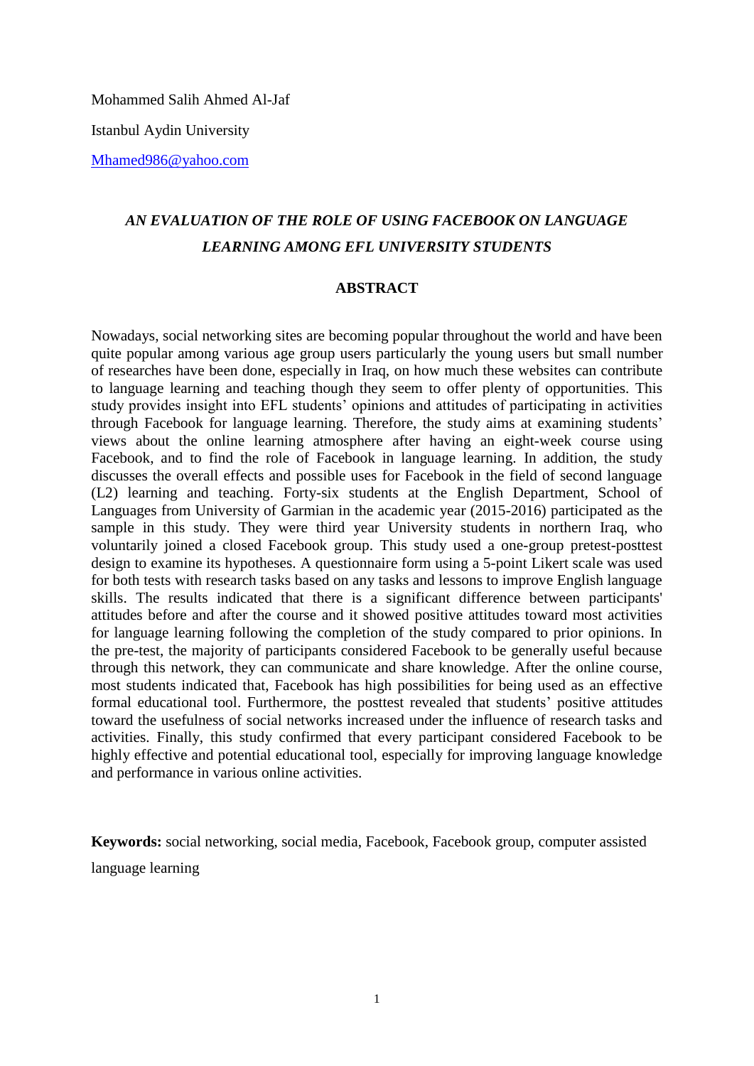Mohammed Salih Ahmed Al-Jaf

Istanbul Aydin University

Mhamed986@yahoo.com

# *AN EVALUATION OF THE ROLE OF USING FACEBOOK ON LANGUAGE LEARNING AMONG EFL UNIVERSITY STUDENTS*

## ABSTRACT

Nowadays, social networking sites are becoming popular throughout the world and have been quite popular among various age group users particularly the young users but small number of researches have been done, especially in Iraq, on how much these websites can contribute to language learning and teaching though they seem to offer plenty of opportunities. This study provides insight into EFL students' opinions and attitudes of participating in activities through Facebook for language learning. Therefore, the study aims at examining students' views about the online learning atmosphere after having an eight-week course using Facebook, and to find the role of Facebook in language learning. In addition, the study discusses the overall effects and possible uses for Facebook in the field of second language (L2) learning and teaching. Forty-six students at the English Department, School of Languages from University of Garmian in the academic year (2015-2016) participated as the sample in this study. They were third year University students in northern Iraq, who voluntarily joined a closed Facebook group. This study used a one-group pretest-posttest design to examine its hypotheses. A questionnaire form using a 5-point Likert scale was used for both tests with research tasks based on any tasks and lessons to improve English language skills. The results indicated that there is a significant difference between participants' attitudes before and after the course and it showed positive attitudes toward most activities for language learning following the completion of the study compared to prior opinions. In the pre-test, the majority of participants considered Facebook to be generally useful because through this network, they can communicate and share knowledge. After the online course, most students indicated that, Facebook has high possibilities for being used as an effective formal educational tool. Furthermore, the posttest revealed that students' positive attitudes toward the usefulness of social networks increased under the influence of research tasks and activities. Finally, this study confirmed that every participant considered Facebook to be highly effective and potential educational tool, especially for improving language knowledge and performance in various online activities.

**Keywords:** social networking, social media, Facebook, Facebook group, computer assisted language learning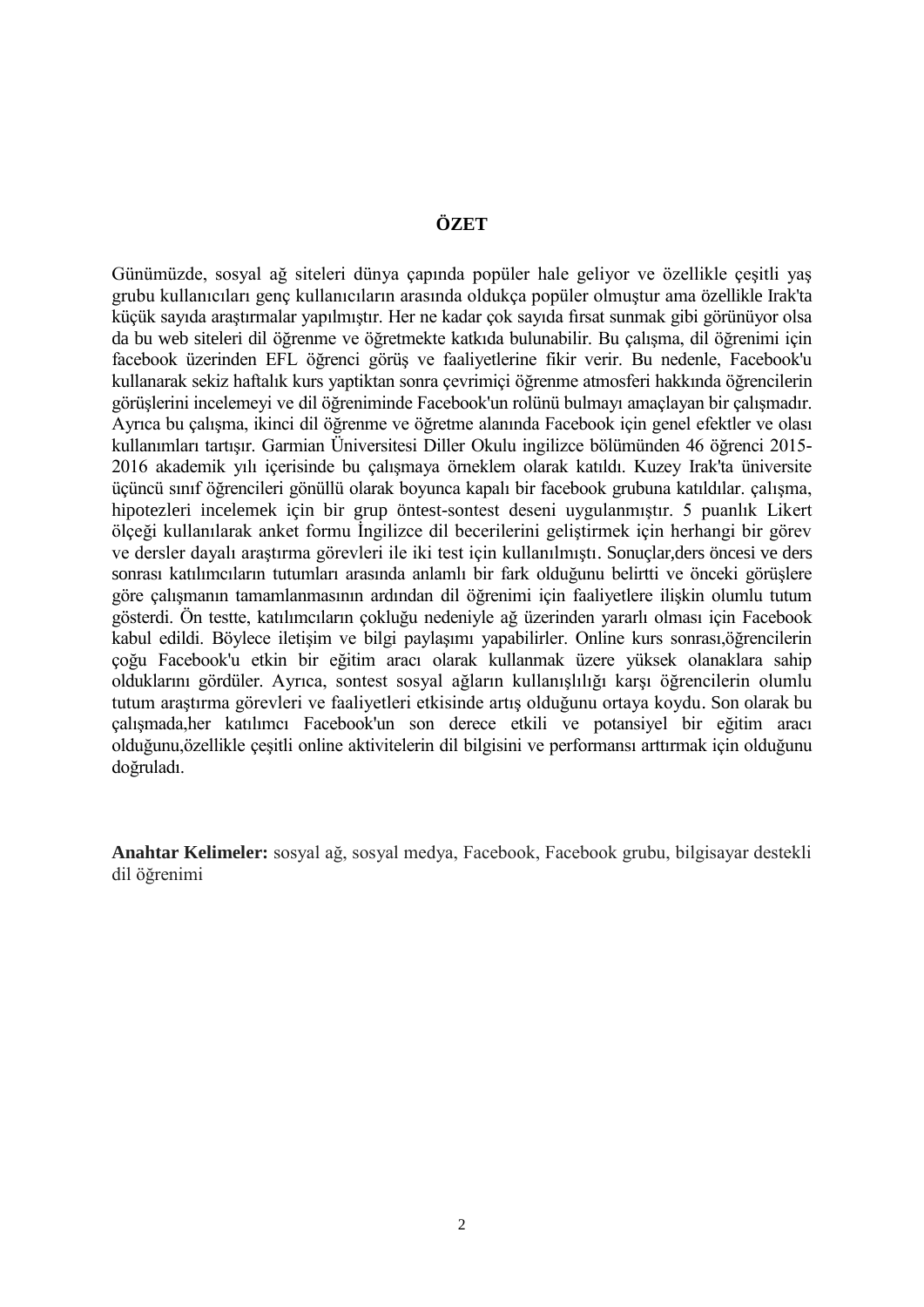# ÖZET

Günümüzde, sosyal ağ siteleri dünya çapında popüler hale geliyor ve özellikle çeşitli yaş grubu kullanıcıları genç kullanıcıların arasında oldukça popüler olmuştur ama özellikle Irak'ta küçük sayıda araştırmalar yapılmıştır. Her ne kadar çok sayıda fırsat sunmak gibi görünüyor olsa da bu web siteleri dil öğrenme ve öğretmekte katkıda bulunabilir. Bu çalışma, dil öğrenimi için facebook üzerinden EFL öğrenci görüş ve faaliyetlerine fikir verir. Bu nedenle, Facebook'u kullanarak sekiz haftalık kurs yaptiktan sonra çevrimiçi öğrenme atmosferi hakkında öğrencilerin görüşlerini incelemeyi ve dil öğreniminde Facebook'un rolünü bulmayı amaçlayan bir çalışmadır. Ayrıca bu çalışma, ikinci dil öğrenme ve öğretme alanında Facebook için genel efektler ve olası kullanımları tartışır. Garmian Üniversitesi Diller Okulu ingilizce bölümünden 46 öğrenci 2015-2016 akademik yılı içerisinde bu çalışmaya örneklem olarak katıldı. Kuzey Irak'ta üniversite üçüncü sınıf öğrencileri gönüllü olarak boyunca kapalı bir facebook grubuna katıldılar. çalışma, hipotezleri incelemek için bir grup öntest-sontest deseni uygulanmıştır. 5 puanlık Likert ölçeği kullanılarak anket formu İngilizce dil becerilerini geliştirmek için herhangi bir görev ve dersler dayalı araştırma görevleri ile iki test için kullanılmıştı. Sonuçlar,ders öncesi ve ders sonrası katılımcıların tutumları arasında anlamlı bir fark olduğunu belirtti ve önceki görüşlere göre çalışmanın tamamlanmasının ardından dil öğrenimi için faaliyetlere ilişkin olumlu tutum gösterdi. Ön testte, katılımcıların çokluğu nedeniyle ağ üzerinden yararlı olması için Facebook kabul edildi. Böylece iletişim ve bilgi paylaşımı yapabilirler. Online kurs sonrası,öğrencilerin çoğu Facebook'u etkin bir eğitim aracı olarak kullanmak üzere yüksek olanaklara sahip olduklarını gördüler. Ayrıca, sontest sosyal ağların kullanışlılığı karşı öğrencilerin olumlu tutum araştırma görevleri ve faaliyetleri etkisinde artış olduğunu ortaya koydu. Son olarak bu çalışmada,her katılımcı Facebook'un son derece etkili ve potansiyel bir eğitim aracı olduğunu,özellikle çeşitli online aktivitelerin dil bilgisini ve performansı arttırmak için olduğunu doğruladı.

**Anahtar Kelimeler:** sosyal ağ, sosyal medya, Facebook, Facebook grubu, bilgisayar destekli dil öğrenimi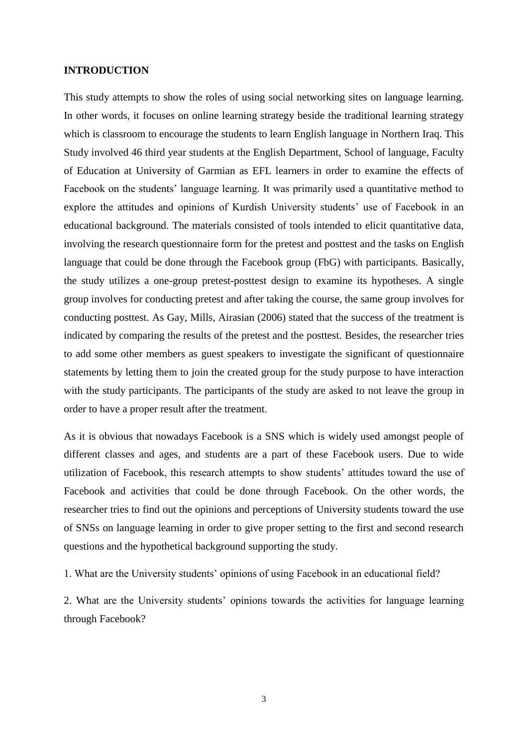**INTRODUCTION**

This study attempts to show the roles of using social networking sites on language learning. In other words, it focuses on online learning strategy beside the traditional learning strategy which is classroom to encourage the students to learn English language in Northern Iraq. This Study involved 46 third year students at the English Department, School of language, Faculty of Education at University of Garmian as EFL learners in order to examine the effects of Facebook on the students' language learning. It was primarily used a quantitative method to explore the attitudes and opinions of Kurdish University students' use of Facebook in an educational background. The materials consisted of tools intended to elicit quantitative data, involving the research questionnaire form for the pretest and posttest and the tasks on English language that could be done through the Facebook group (FbG) with participants. Basically, the study utilizes a one-group pretest-posttest design to examine its hypotheses. A single group involves for conducting pretest and after taking the course, the same group involves for conducting posttest. As Gay, Mills, Airasian (2006) stated that the success of the treatment is indicated by comparing the results of the pretest and the posttest. Besides, the researcher tries to add some other members as guest speakers to investigate the significant of questionnaire statements by letting them to join the created group for the study purpose to have interaction with the study participants. The participants of the study are asked to not leave the group in order to have a proper result after the treatment.

As it is obvious that nowadays Facebook is a SNS which is widely used amongst people of different classes and ages, and students are a part of these Facebook users. Due to wide utilization of Facebook, this research attempts to show students' attitudes toward the use of Facebook and activities that could be done through Facebook. On the other words, the researcher tries to find out the opinions and perceptions of University students toward the use of SNSs on language learning in order to give proper setting to the first and second research questions and the hypothetical background supporting the study.

1. What are the University students' opinions of using Facebook in an educational field?

2. What are the University students' opinions towards the activities for language learning through Facebook?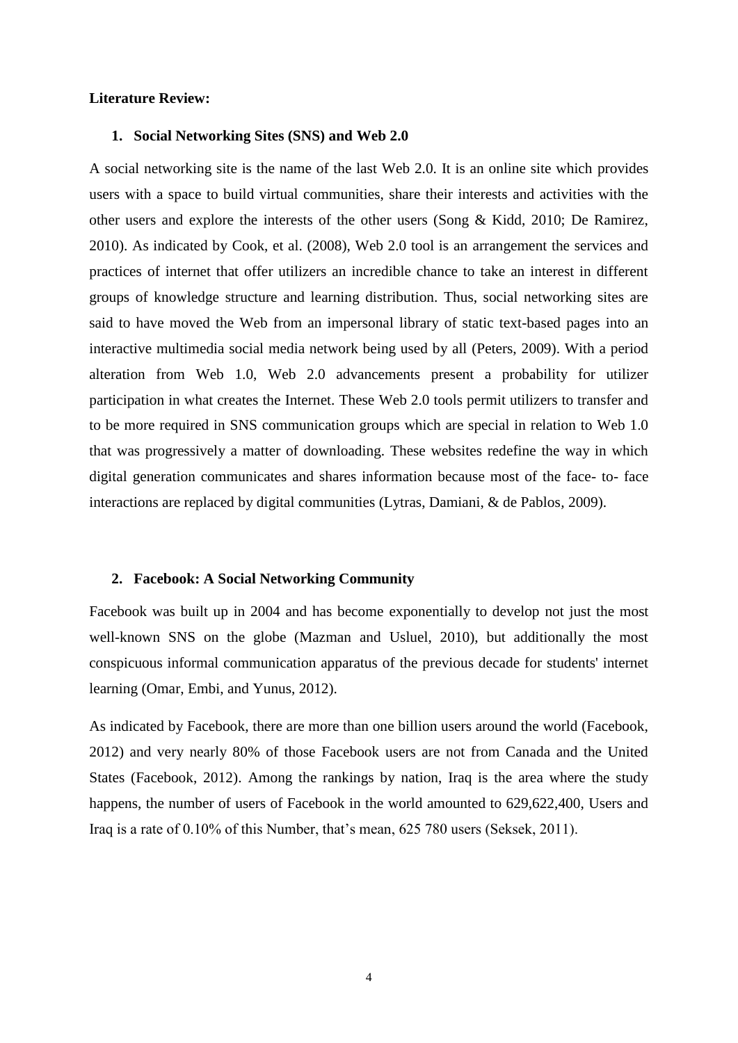**Literature Review:**

1. **Social Networking Sites (SNS) and Web 2.0**

A social networking site is the name of the last Web 2.0. It is an online site which provides users with a space to build virtual communities, share their interests and activities with the other users and explore the interests of the other users (Song & Kidd, 2010; De Ramirez, 2010). As indicated by Cook, et al. (2008), Web 2.0 tool is an arrangement the services and practices of internet that offer utilizers an incredible chance to take an interest in different groups of knowledge structure and learning distribution. Thus, social networking sites are said to have moved the Web from an impersonal library of static text-based pages into an interactive multimedia social media network being used by all (Peters, 2009). With a period alteration from Web 1.0, Web 2.0 advancements present a probability for utilizer participation in what creates the Internet. These Web 2.0 tools permit utilizers to transfer and to be more required in SNS communication groups which are special in relation to Web 1.0 that was progressively a matter of downloading. These websites redefine the way in which digital generation communicates and shares information because most of the face- to- face interactions are replaced by digital communities (Lytras, Damiani, & de Pablos, 2009).

2. **Facebook: A Social Networking Community**

Facebook was built up in 2004 and has become exponentially to develop not just the most well-known SNS on the globe (Mazman and Usluel, 2010), but additionally the most conspicuous informal communication apparatus of the previous decade for students' internet learning (Omar, Embi, and Yunus, 2012).

As indicated by Facebook, there are more than one billion users around the world (Facebook, 2012) and very nearly 80% of those Facebook users are not from Canada and the United States (Facebook, 2012). Among the rankings by nation, Iraq is the area where the study happens, the number of users of Facebook in the world amounted to 629,622,400, Users and Iraq is a rate of 0.10% of this Number, that's mean, 625 780 users (Seksek, 2011).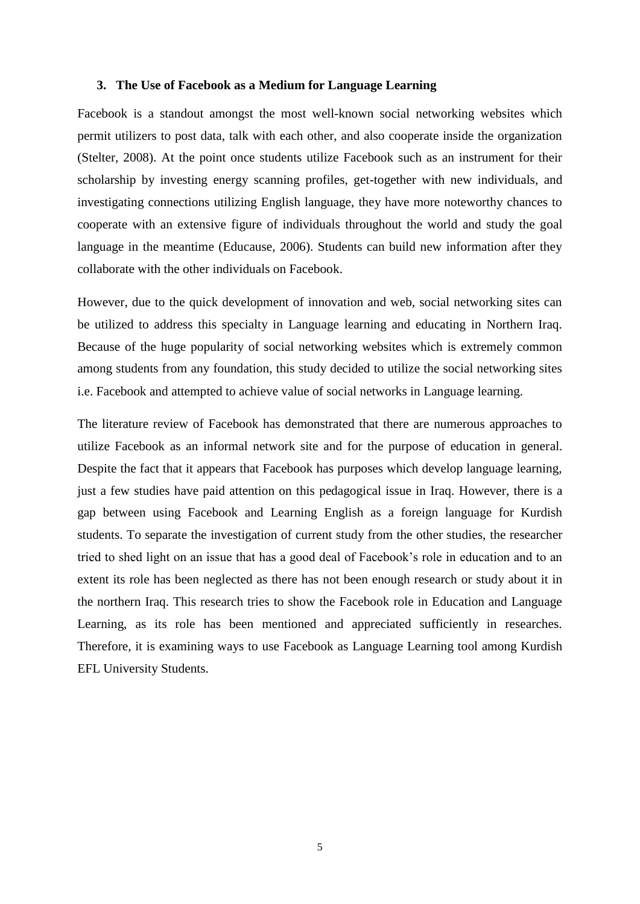### 3. The Use of Facebook as a Medium for Language Learning

Facebook is a standout amongst the most well-known social networking websites which permit utilizers to post data, talk with each other, and also cooperate inside the organization (Stelter, 2008). At the point once students utilize Facebook such as an instrument for their scholarship by investing energy scanning profiles, get-together with new individuals, and investigating connections utilizing English language, they have more noteworthy chances to cooperate with an extensive figure of individuals throughout the world and study the goal language in the meantime (Educause, 2006). Students can build new information after they collaborate with the other individuals on Facebook.

However, due to the quick development of innovation and web, social networking sites can be utilized to address this specialty in Language learning and educating in Northern Iraq. Because of the huge popularity of social networking websites which is extremely common among students from any foundation, this study decided to utilize the social networking sites i.e. Facebook and attempted to achieve value of social networks in Language learning.

The literature review of Facebook has demonstrated that there are numerous approaches to utilize Facebook as an informal network site and for the purpose of education in general. Despite the fact that it appears that Facebook has purposes which develop language learning, just a few studies have paid attention on this pedagogical issue in Iraq. However, there is a gap between using Facebook and Learning English as a foreign language for Kurdish students. To separate the investigation of current study from the other studies, the researcher tried to shed light on an issue that has a good deal of Facebook's role in education and to an extent its role has been neglected as there has not been enough research or study about it in the northern Iraq. This research tries to show the Facebook role in Education and Language Learning, as its role has been mentioned and appreciated sufficiently in researches. Therefore, it is examining ways to use Facebook as Language Learning tool among Kurdish EFL University Students.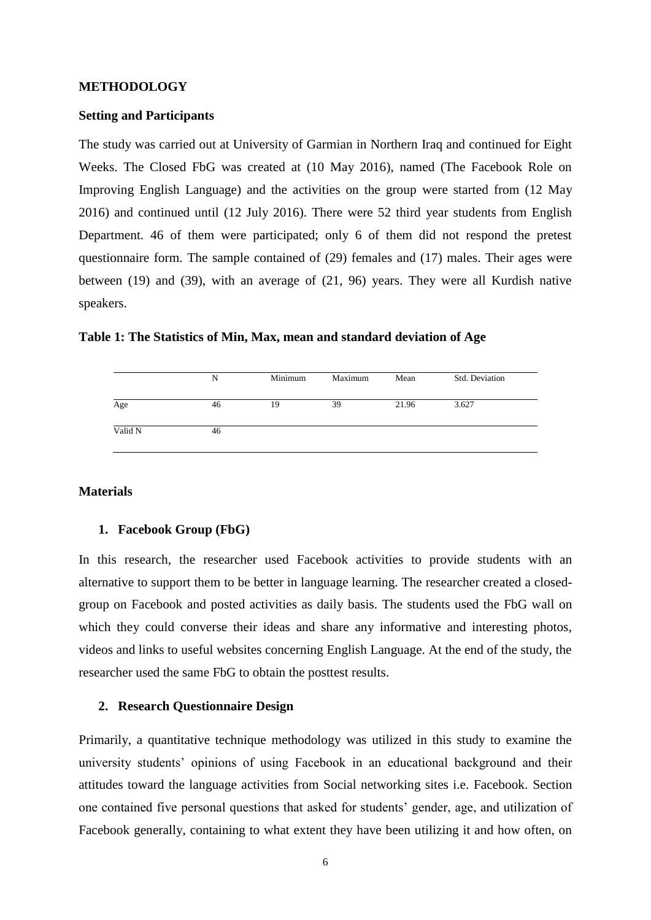## METHODOLOGY

### Setting and Participants

The study was carried out at University of Garmian in Northern Iraq and continued for Eight Weeks. The Closed FbG was created at (10 May 2016), named (The Facebook Role on Improving English Language) and the activities on the group were started from (12 May 2016) and continued until (12 July 2016). There were 52 third year students from English Department. 46 of them were participated; only 6 of them did not respond the pretest questionnaire form. The sample contained of (29) females and (17) males. Their ages were between (19) and (39), with an average of (21, 96) years. They were all Kurdish native speakers.

**Table 1: The Statistics of Min, Max, mean and standard deviation of Age**

| | N | Minimum | Maximum | Mean | Std. Deviation |
|---|---|---|---|---|---|
| Age | 46 | 19 | 39 | 21.96 | 3.627 |
| Valid N | 46 | | | | |

### Materials

#### 1. Facebook Group (FbG)

In this research, the researcher used Facebook activities to provide students with an alternative to support them to be better in language learning. The researcher created a closed-group on Facebook and posted activities as daily basis. The students used the FbG wall on which they could converse their ideas and share any informative and interesting photos, videos and links to useful websites concerning English Language. At the end of the study, the researcher used the same FbG to obtain the posttest results.

#### 2. Research Questionnaire Design

Primarily, a quantitative technique methodology was utilized in this study to examine the university students' opinions of using Facebook in an educational background and their attitudes toward the language activities from Social networking sites i.e. Facebook. Section one contained five personal questions that asked for students' gender, age, and utilization of Facebook generally, containing to what extent they have been utilizing it and how often, on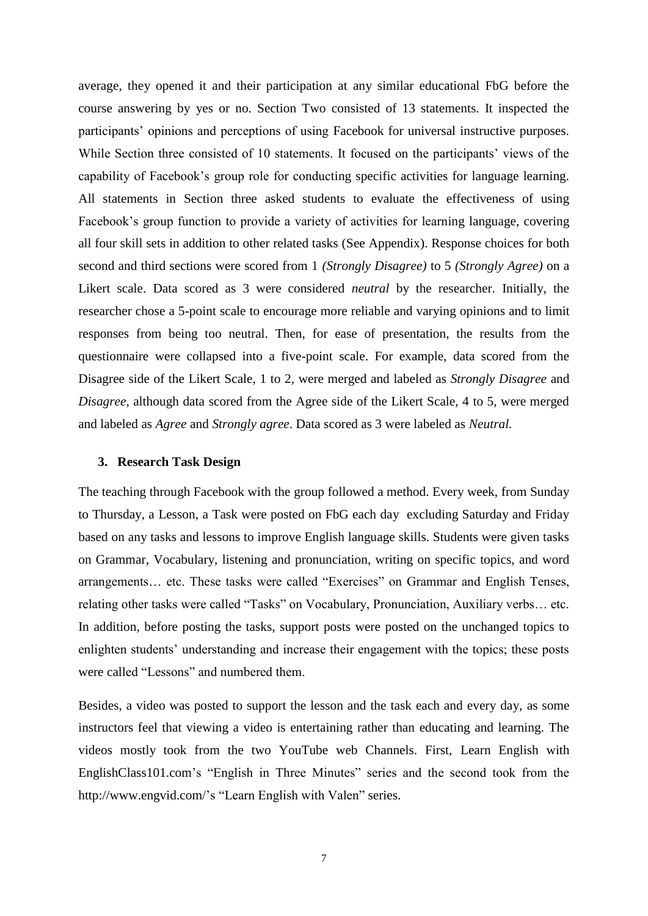average, they opened it and their participation at any similar educational FbG before the course answering by yes or no. Section Two consisted of 13 statements. It inspected the participants' opinions and perceptions of using Facebook for universal instructive purposes. While Section three consisted of 10 statements. It focused on the participants' views of the capability of Facebook's group role for conducting specific activities for language learning. All statements in Section three asked students to evaluate the effectiveness of using Facebook's group function to provide a variety of activities for learning language, covering all four skill sets in addition to other related tasks (See Appendix). Response choices for both second and third sections were scored from 1 *(Strongly Disagree)* to 5 *(Strongly Agree)* on a Likert scale. Data scored as 3 were considered *neutral* by the researcher. Initially, the researcher chose a 5-point scale to encourage more reliable and varying opinions and to limit responses from being too neutral. Then, for ease of presentation, the results from the questionnaire were collapsed into a five-point scale. For example, data scored from the Disagree side of the Likert Scale, 1 to 2, were merged and labeled as *Strongly Disagree* and *Disagree*, although data scored from the Agree side of the Likert Scale, 4 to 5, were merged and labeled as *Agree* and *Strongly agree*. Data scored as 3 were labeled as *Neutral.*

### 3. Research Task Design

The teaching through Facebook with the group followed a method. Every week, from Sunday to Thursday, a Lesson, a Task were posted on FbG each day excluding Saturday and Friday based on any tasks and lessons to improve English language skills. Students were given tasks on Grammar, Vocabulary, listening and pronunciation, writing on specific topics, and word arrangements… etc. These tasks were called "Exercises" on Grammar and English Tenses, relating other tasks were called "Tasks" on Vocabulary, Pronunciation, Auxiliary verbs… etc. In addition, before posting the tasks, support posts were posted on the unchanged topics to enlighten students' understanding and increase their engagement with the topics; these posts were called "Lessons" and numbered them.

Besides, a video was posted to support the lesson and the task each and every day, as some instructors feel that viewing a video is entertaining rather than educating and learning. The videos mostly took from the two YouTube web Channels. First, Learn English with EnglishClass101.com's "English in Three Minutes" series and the second took from the http://www.engvid.com/'s "Learn English with Valen" series.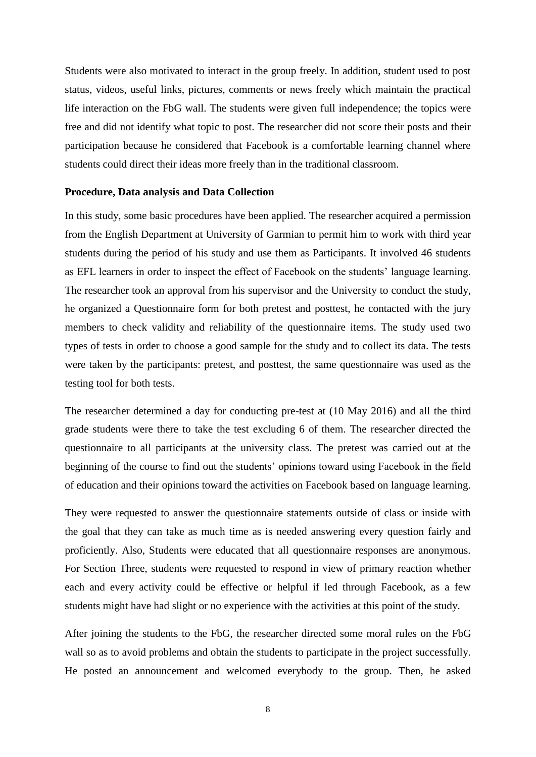Students were also motivated to interact in the group freely. In addition, student used to post status, videos, useful links, pictures, comments or news freely which maintain the practical life interaction on the FbG wall. The students were given full independence; the topics were free and did not identify what topic to post. The researcher did not score their posts and their participation because he considered that Facebook is a comfortable learning channel where students could direct their ideas more freely than in the traditional classroom.

**Procedure, Data analysis and Data Collection**

In this study, some basic procedures have been applied. The researcher acquired a permission from the English Department at University of Garmian to permit him to work with third year students during the period of his study and use them as Participants. It involved 46 students as EFL learners in order to inspect the effect of Facebook on the students' language learning. The researcher took an approval from his supervisor and the University to conduct the study, he organized a Questionnaire form for both pretest and posttest, he contacted with the jury members to check validity and reliability of the questionnaire items. The study used two types of tests in order to choose a good sample for the study and to collect its data. The tests were taken by the participants: pretest, and posttest, the same questionnaire was used as the testing tool for both tests.

The researcher determined a day for conducting pre-test at (10 May 2016) and all the third grade students were there to take the test excluding 6 of them. The researcher directed the questionnaire to all participants at the university class. The pretest was carried out at the beginning of the course to find out the students' opinions toward using Facebook in the field of education and their opinions toward the activities on Facebook based on language learning.

They were requested to answer the questionnaire statements outside of class or inside with the goal that they can take as much time as is needed answering every question fairly and proficiently. Also, Students were educated that all questionnaire responses are anonymous. For Section Three, students were requested to respond in view of primary reaction whether each and every activity could be effective or helpful if led through Facebook, as a few students might have had slight or no experience with the activities at this point of the study.

After joining the students to the FbG, the researcher directed some moral rules on the FbG wall so as to avoid problems and obtain the students to participate in the project successfully. He posted an announcement and welcomed everybody to the group. Then, he asked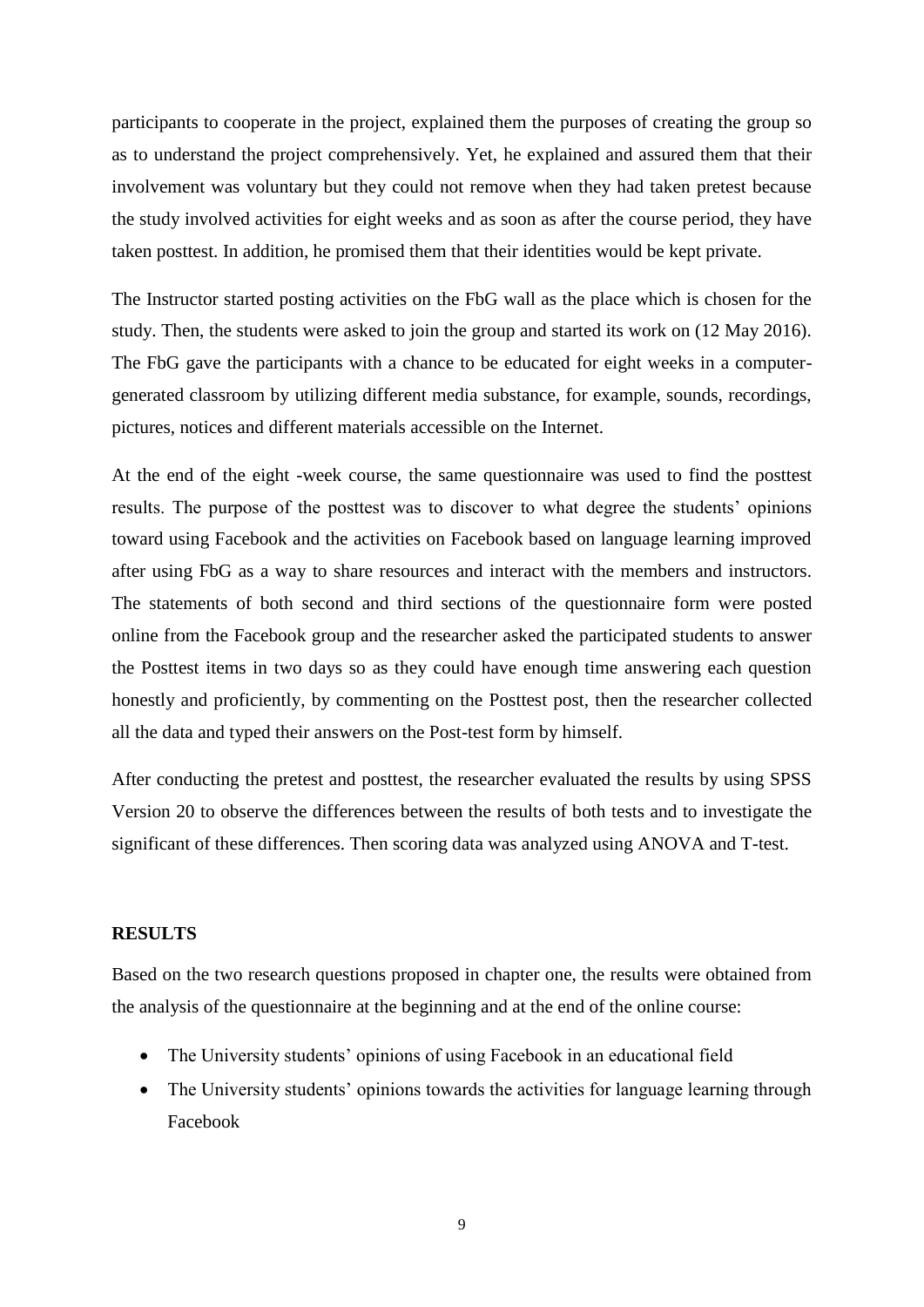participants to cooperate in the project, explained them the purposes of creating the group so as to understand the project comprehensively. Yet, he explained and assured them that their involvement was voluntary but they could not remove when they had taken pretest because the study involved activities for eight weeks and as soon as after the course period, they have taken posttest. In addition, he promised them that their identities would be kept private.

The Instructor started posting activities on the FbG wall as the place which is chosen for the study. Then, the students were asked to join the group and started its work on (12 May 2016). The FbG gave the participants with a chance to be educated for eight weeks in a computer-generated classroom by utilizing different media substance, for example, sounds, recordings, pictures, notices and different materials accessible on the Internet.

At the end of the eight -week course, the same questionnaire was used to find the posttest results. The purpose of the posttest was to discover to what degree the students' opinions toward using Facebook and the activities on Facebook based on language learning improved after using FbG as a way to share resources and interact with the members and instructors. The statements of both second and third sections of the questionnaire form were posted online from the Facebook group and the researcher asked the participated students to answer the Posttest items in two days so as they could have enough time answering each question honestly and proficiently, by commenting on the Posttest post, then the researcher collected all the data and typed their answers on the Post-test form by himself.

After conducting the pretest and posttest, the researcher evaluated the results by using SPSS Version 20 to observe the differences between the results of both tests and to investigate the significant of these differences. Then scoring data was analyzed using ANOVA and T-test.

## RESULTS

Based on the two research questions proposed in chapter one, the results were obtained from the analysis of the questionnaire at the beginning and at the end of the online course:

- The University students' opinions of using Facebook in an educational field
- The University students' opinions towards the activities for language learning through Facebook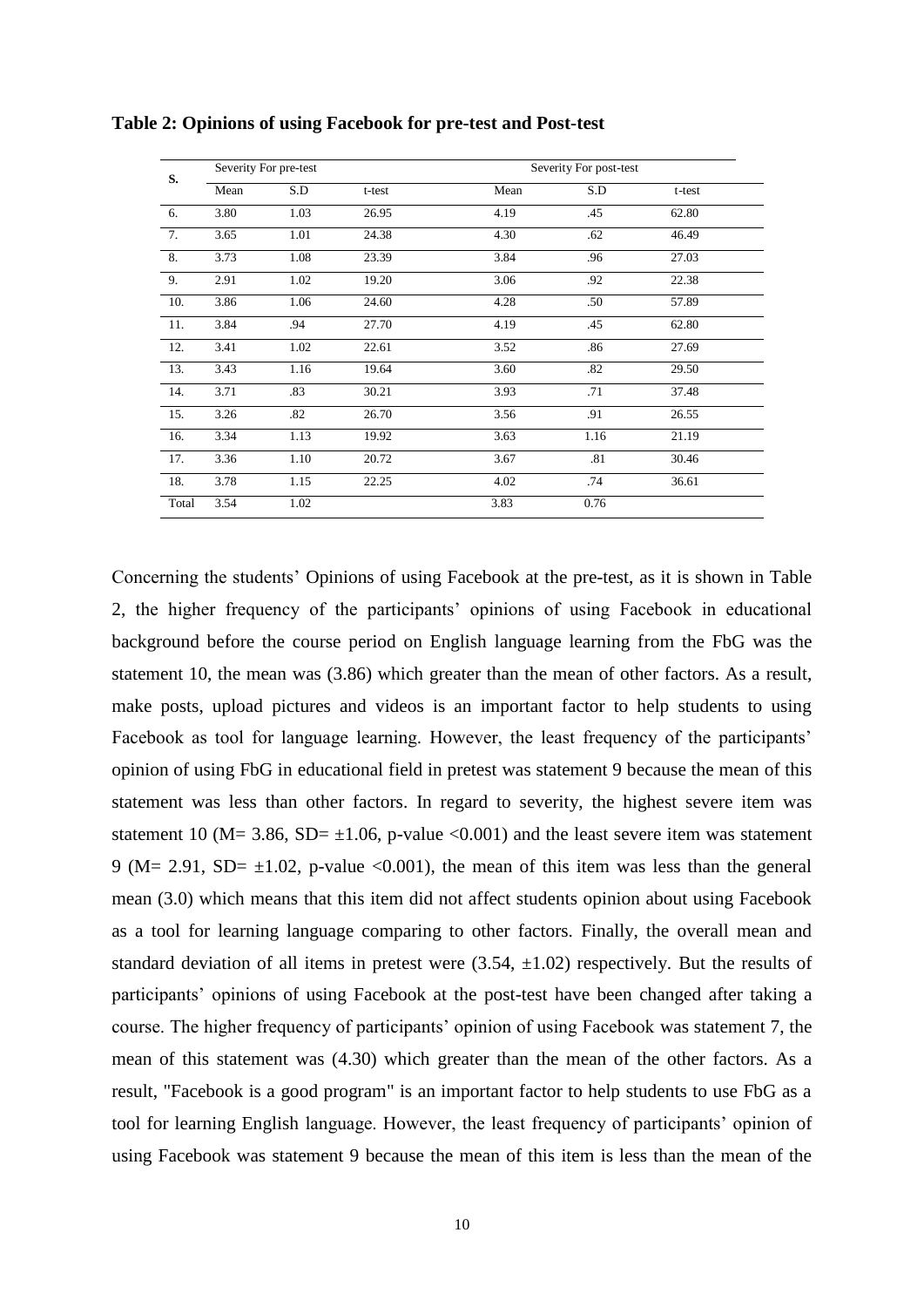**Table 2: Opinions of using Facebook for pre-test and Post-test**

| S. | Severity For pre-test | | | Severity For post-test | | |
|---|---|---|---|---|---|---|
| | Mean | S.D | t-test | Mean | S.D | t-test |
| 6. | 3.80 | 1.03 | 26.95 | 4.19 | .45 | 62.80 |
| 7. | 3.65 | 1.01 | 24.38 | 4.30 | .62 | 46.49 |
| 8. | 3.73 | 1.08 | 23.39 | 3.84 | .96 | 27.03 |
| 9. | 2.91 | 1.02 | 19.20 | 3.06 | .92 | 22.38 |
| 10. | 3.86 | 1.06 | 24.60 | 4.28 | .50 | 57.89 |
| 11. | 3.84 | .94 | 27.70 | 4.19 | .45 | 62.80 |
| 12. | 3.41 | 1.02 | 22.61 | 3.52 | .86 | 27.69 |
| 13. | 3.43 | 1.16 | 19.64 | 3.60 | .82 | 29.50 |
| 14. | 3.71 | .83 | 30.21 | 3.93 | .71 | 37.48 |
| 15. | 3.26 | .82 | 26.70 | 3.56 | .91 | 26.55 |
| 16. | 3.34 | 1.13 | 19.92 | 3.63 | 1.16 | 21.19 |
| 17. | 3.36 | 1.10 | 20.72 | 3.67 | .81 | 30.46 |
| 18. | 3.78 | 1.15 | 22.25 | 4.02 | .74 | 36.61 |
| Total | 3.54 | 1.02 | | 3.83 | 0.76 | |

Concerning the students' Opinions of using Facebook at the pre-test, as it is shown in Table 2, the higher frequency of the participants' opinions of using Facebook in educational background before the course period on English language learning from the FbG was the statement 10, the mean was (3.86) which greater than the mean of other factors. As a result, make posts, upload pictures and videos is an important factor to help students to using Facebook as tool for language learning. However, the least frequency of the participants' opinion of using FbG in educational field in pretest was statement 9 because the mean of this statement was less than other factors. In regard to severity, the highest severe item was statement 10 (M= 3.86, SD= ±1.06, p-value <0.001) and the least severe item was statement 9 (M= 2.91, SD= ±1.02, p-value <0.001), the mean of this item was less than the general mean (3.0) which means that this item did not affect students opinion about using Facebook as a tool for learning language comparing to other factors. Finally, the overall mean and standard deviation of all items in pretest were (3.54, ±1.02) respectively. But the results of participants' opinions of using Facebook at the post-test have been changed after taking a course. The higher frequency of participants' opinion of using Facebook was statement 7, the mean of this statement was (4.30) which greater than the mean of the other factors. As a result, "Facebook is a good program" is an important factor to help students to use FbG as a tool for learning English language. However, the least frequency of participants' opinion of using Facebook was statement 9 because the mean of this item is less than the mean of the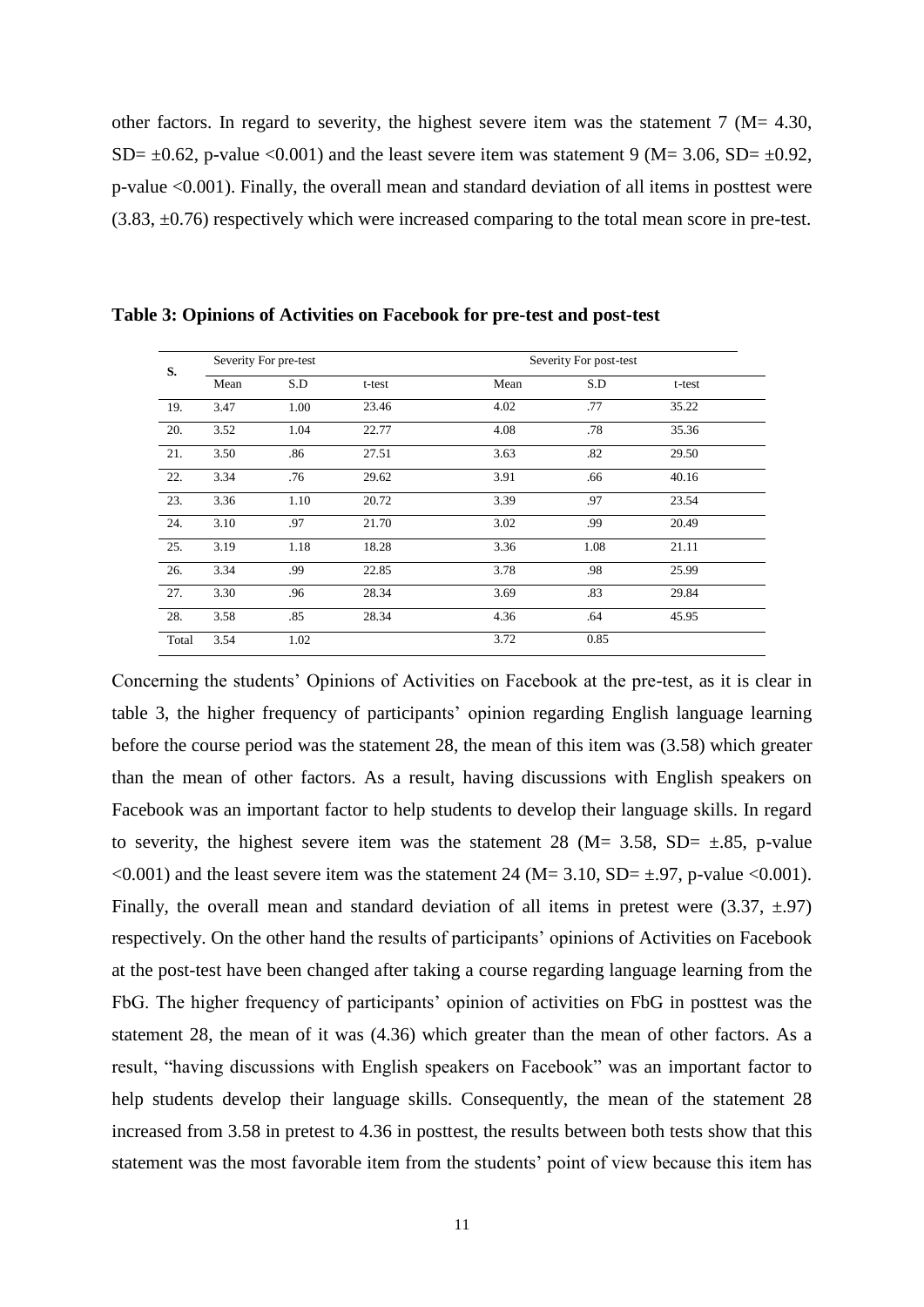other factors. In regard to severity, the highest severe item was the statement 7 (M= 4.30, SD= ±0.62, p-value <0.001) and the least severe item was statement 9 (M= 3.06, SD= ±0.92, p-value <0.001). Finally, the overall mean and standard deviation of all items in posttest were (3.83, ±0.76) respectively which were increased comparing to the total mean score in pre-test.

**Table 3: Opinions of Activities on Facebook for pre-test and post-test**

| S. | Severity For pre-test | | | Severity For post-test | | |
|---|---|---|---|---|---|---|
| | Mean | S.D | t-test | Mean | S.D | t-test |
| 19. | 3.47 | 1.00 | 23.46 | 4.02 | .77 | 35.22 |
| 20. | 3.52 | 1.04 | 22.77 | 4.08 | .78 | 35.36 |
| 21. | 3.50 | .86 | 27.51 | 3.63 | .82 | 29.50 |
| 22. | 3.34 | .76 | 29.62 | 3.91 | .66 | 40.16 |
| 23. | 3.36 | 1.10 | 20.72 | 3.39 | .97 | 23.54 |
| 24. | 3.10 | .97 | 21.70 | 3.02 | .99 | 20.49 |
| 25. | 3.19 | 1.18 | 18.28 | 3.36 | 1.08 | 21.11 |
| 26. | 3.34 | .99 | 22.85 | 3.78 | .98 | 25.99 |
| 27. | 3.30 | .96 | 28.34 | 3.69 | .83 | 29.84 |
| 28. | 3.58 | .85 | 28.34 | 4.36 | .64 | 45.95 |
| Total | 3.54 | 1.02 | | 3.72 | 0.85 | |

Concerning the students' Opinions of Activities on Facebook at the pre-test, as it is clear in table 3, the higher frequency of participants' opinion regarding English language learning before the course period was the statement 28, the mean of this item was (3.58) which greater than the mean of other factors. As a result, having discussions with English speakers on Facebook was an important factor to help students to develop their language skills. In regard to severity, the highest severe item was the statement 28 (M= 3.58, SD= ±.85, p-value <0.001) and the least severe item was the statement 24 (M= 3.10, SD= ±.97, p-value <0.001). Finally, the overall mean and standard deviation of all items in pretest were (3.37, ±.97) respectively. On the other hand the results of participants' opinions of Activities on Facebook at the post-test have been changed after taking a course regarding language learning from the FbG. The higher frequency of participants' opinion of activities on FbG in posttest was the statement 28, the mean of it was (4.36) which greater than the mean of other factors. As a result, "having discussions with English speakers on Facebook" was an important factor to help students develop their language skills. Consequently, the mean of the statement 28 increased from 3.58 in pretest to 4.36 in posttest, the results between both tests show that this statement was the most favorable item from the students' point of view because this item has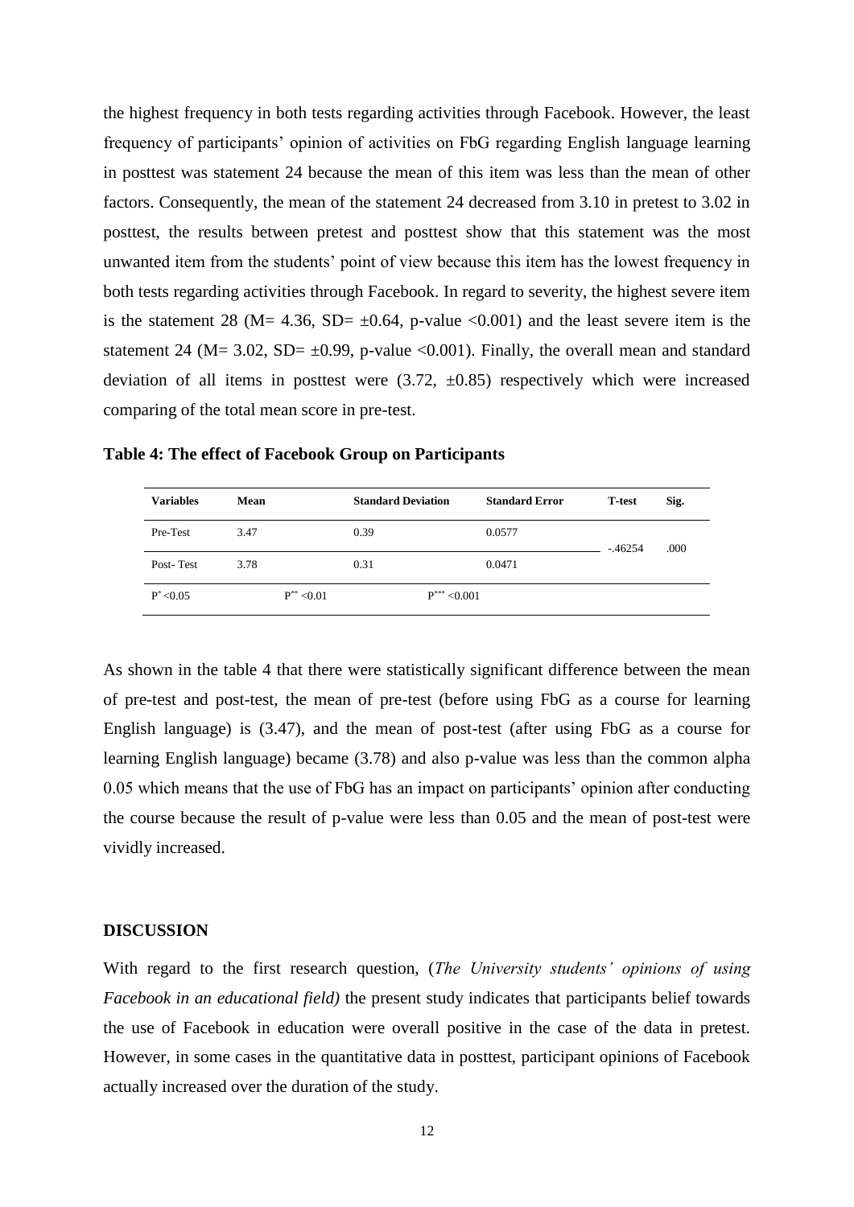the highest frequency in both tests regarding activities through Facebook. However, the least frequency of participants' opinion of activities on FbG regarding English language learning in posttest was statement 24 because the mean of this item was less than the mean of other factors. Consequently, the mean of the statement 24 decreased from 3.10 in pretest to 3.02 in posttest, the results between pretest and posttest show that this statement was the most unwanted item from the students' point of view because this item has the lowest frequency in both tests regarding activities through Facebook. In regard to severity, the highest severe item is the statement 28 (M= 4.36, SD= ±0.64, p-value <0.001) and the least severe item is the statement 24 (M= 3.02, SD= ±0.99, p-value <0.001). Finally, the overall mean and standard deviation of all items in posttest were (3.72, ±0.85) respectively which were increased comparing of the total mean score in pre-test.

**Table 4: The effect of Facebook Group on Participants**

| Variables | Mean | Standard Deviation | Standard Error | T-test | Sig. |
|---|---|---|---|---|---|
| Pre-Test | 3.47 | 0.39 | 0.0577 | -.46254 | .000 |
| Post- Test | 3.78 | 0.31 | 0.0471 | | |
| $P^{*} < 0.05$ | $P^{**} < 0.01$ | $P^{***} < 0.001$ | | | |

As shown in the table 4 that there were statistically significant difference between the mean of pre-test and post-test, the mean of pre-test (before using FbG as a course for learning English language) is (3.47), and the mean of post-test (after using FbG as a course for learning English language) became (3.78) and also p-value was less than the common alpha 0.05 which means that the use of FbG has an impact on participants' opinion after conducting the course because the result of p-value were less than 0.05 and the mean of post-test were vividly increased.

## DISCUSSION

With regard to the first research question, (*The University students' opinions of using Facebook in an educational field)* the present study indicates that participants belief towards the use of Facebook in education were overall positive in the case of the data in pretest. However, in some cases in the quantitative data in posttest, participant opinions of Facebook actually increased over the duration of the study.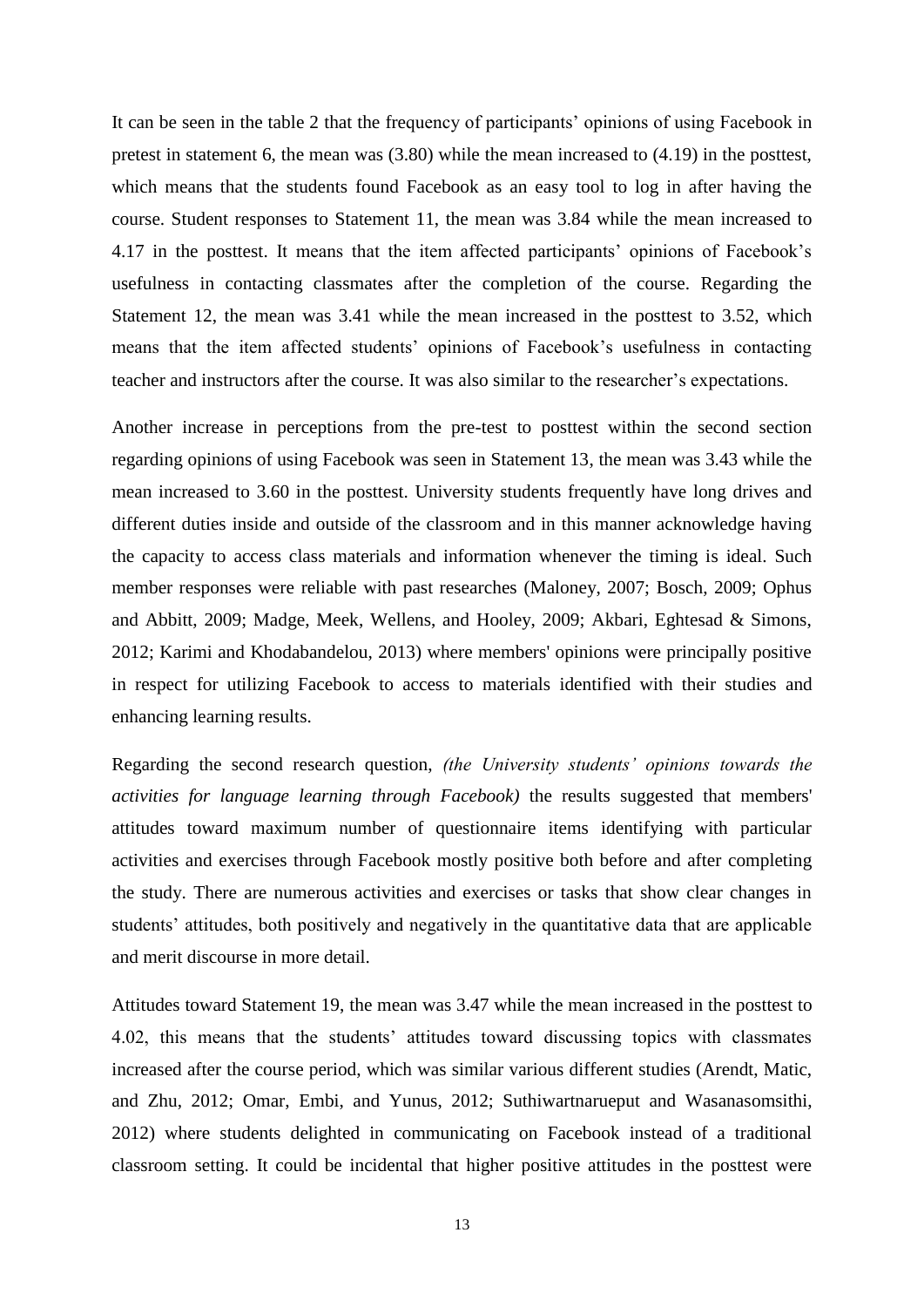It can be seen in the table 2 that the frequency of participants' opinions of using Facebook in pretest in statement 6, the mean was (3.80) while the mean increased to (4.19) in the posttest, which means that the students found Facebook as an easy tool to log in after having the course. Student responses to Statement 11, the mean was 3.84 while the mean increased to 4.17 in the posttest. It means that the item affected participants' opinions of Facebook's usefulness in contacting classmates after the completion of the course. Regarding the Statement 12, the mean was 3.41 while the mean increased in the posttest to 3.52, which means that the item affected students' opinions of Facebook's usefulness in contacting teacher and instructors after the course. It was also similar to the researcher's expectations.

Another increase in perceptions from the pre-test to posttest within the second section regarding opinions of using Facebook was seen in Statement 13, the mean was 3.43 while the mean increased to 3.60 in the posttest. University students frequently have long drives and different duties inside and outside of the classroom and in this manner acknowledge having the capacity to access class materials and information whenever the timing is ideal. Such member responses were reliable with past researches (Maloney, 2007; Bosch, 2009; Ophus and Abbitt, 2009; Madge, Meek, Wellens, and Hooley, 2009; Akbari, Eghtesad & Simons, 2012; Karimi and Khodabandelou, 2013) where members' opinions were principally positive in respect for utilizing Facebook to access to materials identified with their studies and enhancing learning results.

Regarding the second research question, *(the University students' opinions towards the activities for language learning through Facebook)* the results suggested that members' attitudes toward maximum number of questionnaire items identifying with particular activities and exercises through Facebook mostly positive both before and after completing the study. There are numerous activities and exercises or tasks that show clear changes in students' attitudes, both positively and negatively in the quantitative data that are applicable and merit discourse in more detail.

Attitudes toward Statement 19, the mean was 3.47 while the mean increased in the posttest to 4.02, this means that the students' attitudes toward discussing topics with classmates increased after the course period, which was similar various different studies (Arendt, Matic, and Zhu, 2012; Omar, Embi, and Yunus, 2012; Suthiwartnarueput and Wasanasomsithi, 2012) where students delighted in communicating on Facebook instead of a traditional classroom setting. It could be incidental that higher positive attitudes in the posttest were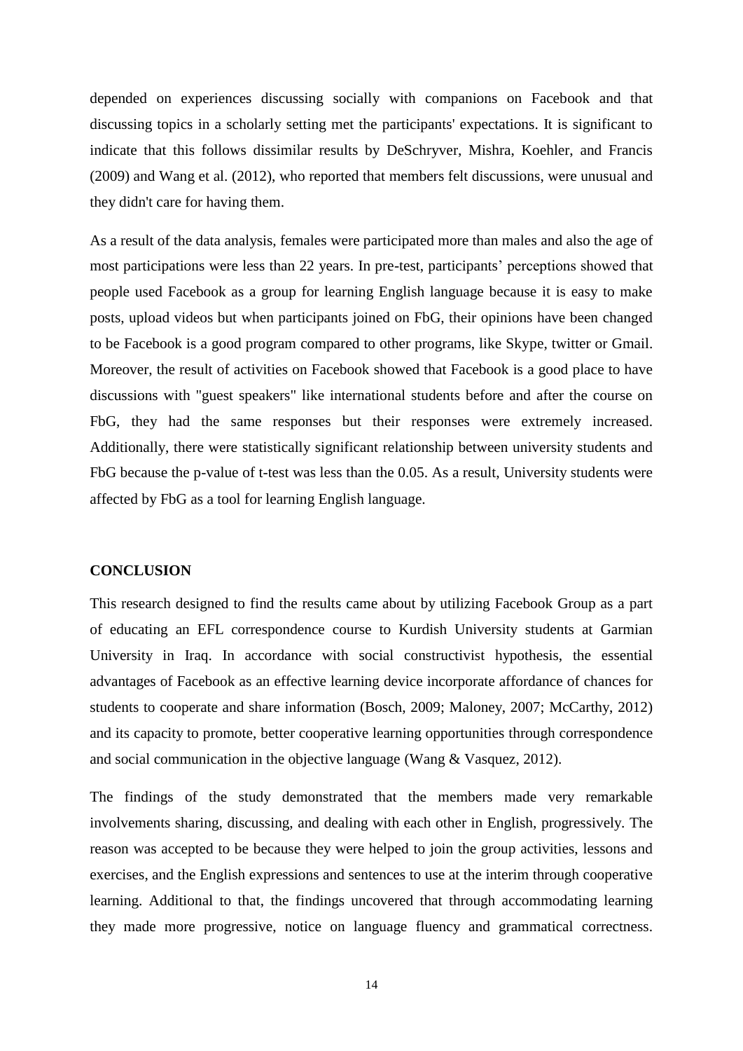depended on experiences discussing socially with companions on Facebook and that discussing topics in a scholarly setting met the participants' expectations. It is significant to indicate that this follows dissimilar results by DeSchryver, Mishra, Koehler, and Francis (2009) and Wang et al. (2012), who reported that members felt discussions, were unusual and they didn't care for having them.

As a result of the data analysis, females were participated more than males and also the age of most participations were less than 22 years. In pre-test, participants' perceptions showed that people used Facebook as a group for learning English language because it is easy to make posts, upload videos but when participants joined on FbG, their opinions have been changed to be Facebook is a good program compared to other programs, like Skype, twitter or Gmail. Moreover, the result of activities on Facebook showed that Facebook is a good place to have discussions with "guest speakers" like international students before and after the course on FbG, they had the same responses but their responses were extremely increased. Additionally, there were statistically significant relationship between university students and FbG because the p-value of t-test was less than the 0.05. As a result, University students were affected by FbG as a tool for learning English language.

## CONCLUSION

This research designed to find the results came about by utilizing Facebook Group as a part of educating an EFL correspondence course to Kurdish University students at Garmian University in Iraq. In accordance with social constructivist hypothesis, the essential advantages of Facebook as an effective learning device incorporate affordance of chances for students to cooperate and share information (Bosch, 2009; Maloney, 2007; McCarthy, 2012) and its capacity to promote, better cooperative learning opportunities through correspondence and social communication in the objective language (Wang & Vasquez, 2012).

The findings of the study demonstrated that the members made very remarkable involvements sharing, discussing, and dealing with each other in English, progressively. The reason was accepted to be because they were helped to join the group activities, lessons and exercises, and the English expressions and sentences to use at the interim through cooperative learning. Additional to that, the findings uncovered that through accommodating learning they made more progressive, notice on language fluency and grammatical correctness.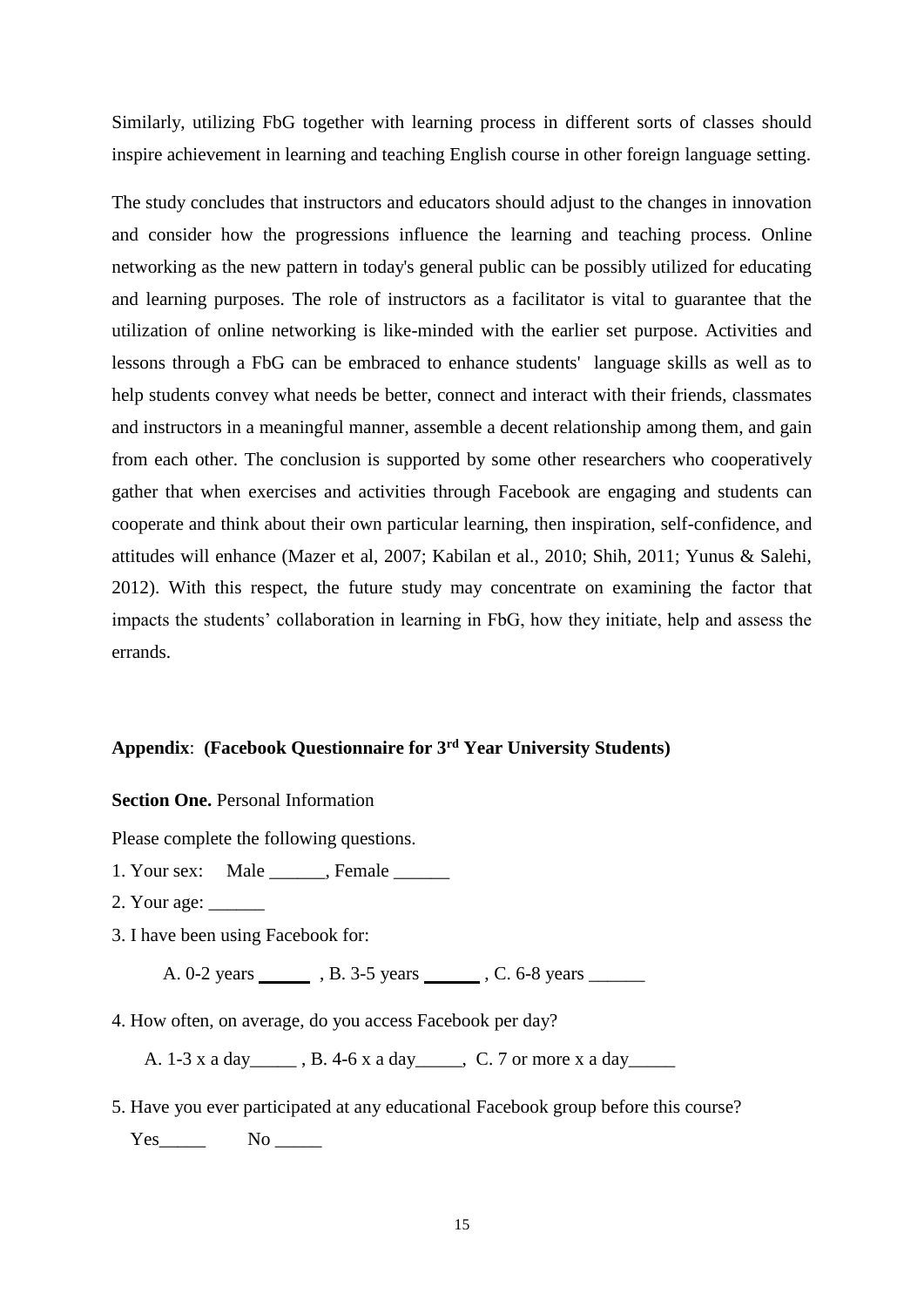Similarly, utilizing FbG together with learning process in different sorts of classes should inspire achievement in learning and teaching English course in other foreign language setting.

The study concludes that instructors and educators should adjust to the changes in innovation and consider how the progressions influence the learning and teaching process. Online networking as the new pattern in today's general public can be possibly utilized for educating and learning purposes. The role of instructors as a facilitator is vital to guarantee that the utilization of online networking is like-minded with the earlier set purpose. Activities and lessons through a FbG can be embraced to enhance students' language skills as well as to help students convey what needs be better, connect and interact with their friends, classmates and instructors in a meaningful manner, assemble a decent relationship among them, and gain from each other. The conclusion is supported by some other researchers who cooperatively gather that when exercises and activities through Facebook are engaging and students can cooperate and think about their own particular learning, then inspiration, self-confidence, and attitudes will enhance (Mazer et al, 2007; Kabilan et al., 2010; Shih, 2011; Yunus & Salehi, 2012). With this respect, the future study may concentrate on examining the factor that impacts the students' collaboration in learning in FbG, how they initiate, help and assess the errands.

## **Appendix**: **(Facebook Questionnaire for 3rd Year University Students)**

**Section One.** Personal Information

Please complete the following questions.

1. Your sex: Male ______, Female ______

2. Your age: ______

3. I have been using Facebook for:

   A. 0-2 years ______ , B. 3-5 years ______ , C. 6-8 years ______

4. How often, on average, do you access Facebook per day?

   A. 1-3 x a day_____ , B. 4-6 x a day_____, C. 7 or more x a day_____

5. Have you ever participated at any educational Facebook group before this course?

   Yes_____ No _____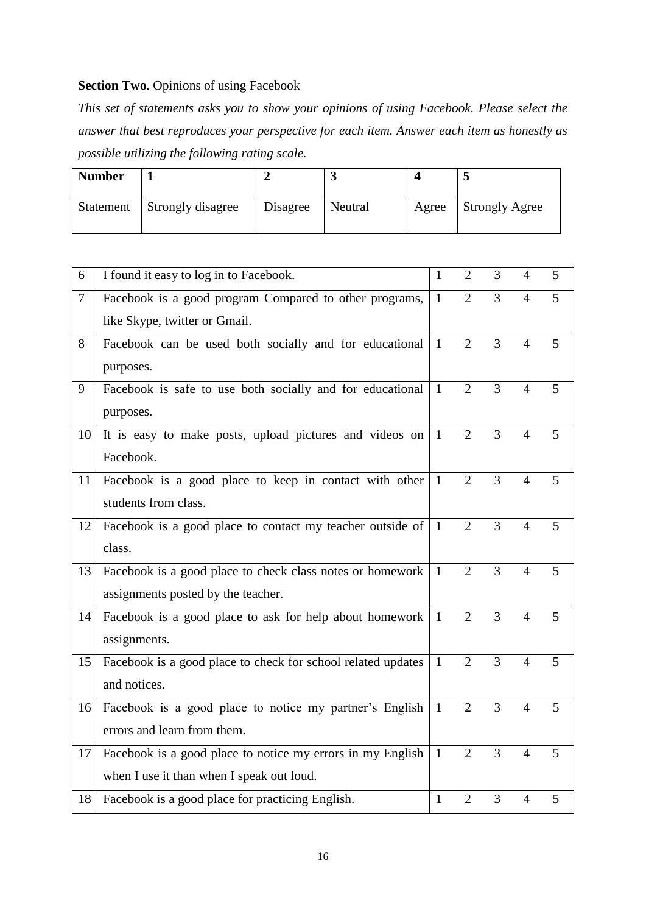**Section Two.** Opinions of using Facebook

*This set of statements asks you to show your opinions of using Facebook. Please select the answer that best reproduces your perspective for each item. Answer each item as honestly as possible utilizing the following rating scale.*

| **Number** | **1** | **2** | **3** | **4** | **5** |
|---|---|---|---|---|---|
| Statement | Strongly disagree | Disagree | Neutral | Agree | Strongly Agree |

| | | | | | | |
|---|---|---|---|---|---|---|
| 6 | I found it easy to log in to Facebook. | 1 | 2 | 3 | 4 | 5 |
| 7 | Facebook is a good program Compared to other programs, like Skype, twitter or Gmail. | 1 | 2 | 3 | 4 | 5 |
| 8 | Facebook can be used both socially and for educational purposes. | 1 | 2 | 3 | 4 | 5 |
| 9 | Facebook is safe to use both socially and for educational purposes. | 1 | 2 | 3 | 4 | 5 |
| 10 | It is easy to make posts, upload pictures and videos on Facebook. | 1 | 2 | 3 | 4 | 5 |
| 11 | Facebook is a good place to keep in contact with other students from class. | 1 | 2 | 3 | 4 | 5 |
| 12 | Facebook is a good place to contact my teacher outside of class. | 1 | 2 | 3 | 4 | 5 |
| 13 | Facebook is a good place to check class notes or homework assignments posted by the teacher. | 1 | 2 | 3 | 4 | 5 |
| 14 | Facebook is a good place to ask for help about homework assignments. | 1 | 2 | 3 | 4 | 5 |
| 15 | Facebook is a good place to check for school related updates and notices. | 1 | 2 | 3 | 4 | 5 |
| 16 | Facebook is a good place to notice my partner's English errors and learn from them. | 1 | 2 | 3 | 4 | 5 |
| 17 | Facebook is a good place to notice my errors in my English when I use it than when I speak out loud. | 1 | 2 | 3 | 4 | 5 |
| 18 | Facebook is a good place for practicing English. | 1 | 2 | 3 | 4 | 5 |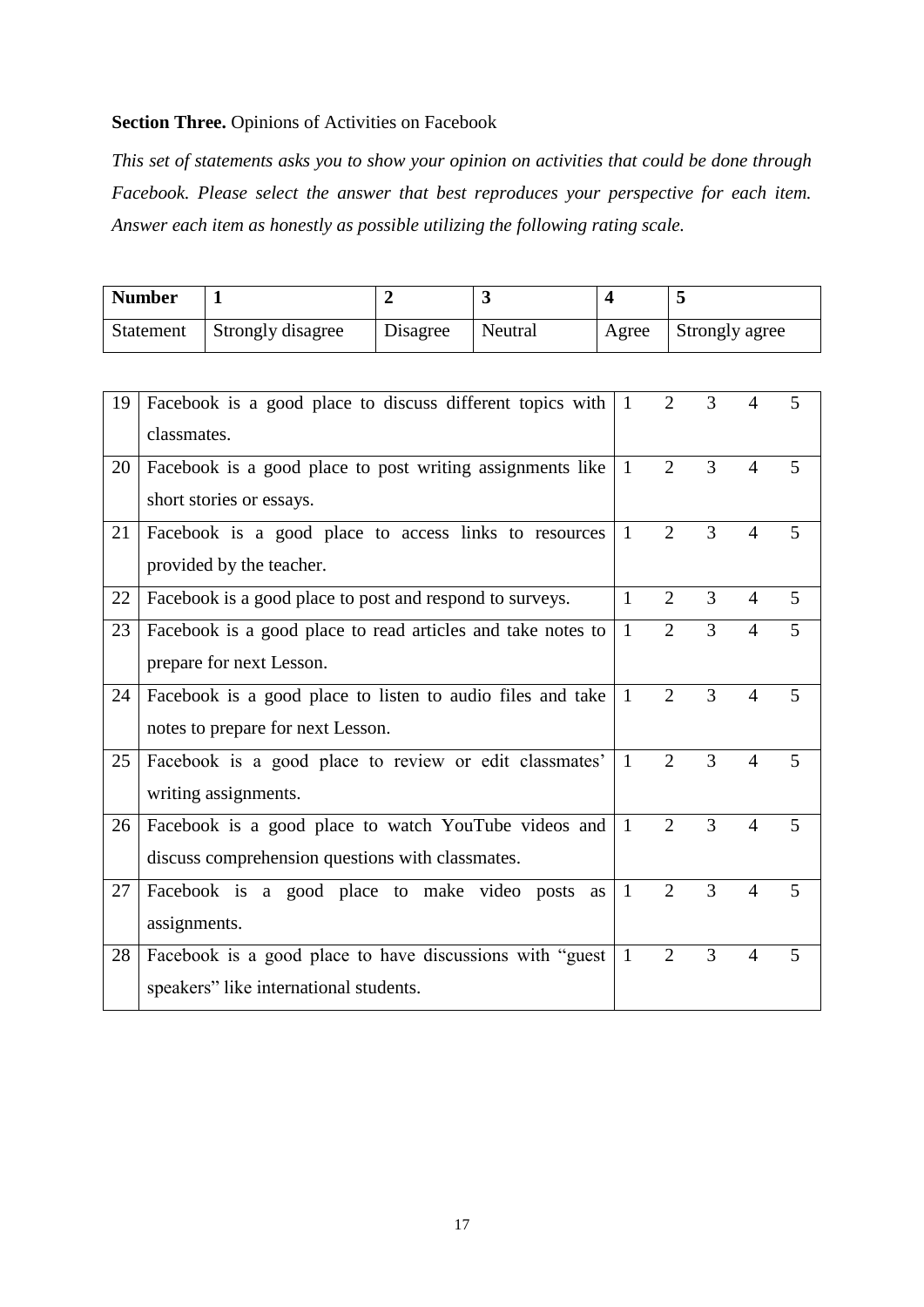**Section Three.** Opinions of Activities on Facebook

*This set of statements asks you to show your opinion on activities that could be done through Facebook. Please select the answer that best reproduces your perspective for each item. Answer each item as honestly as possible utilizing the following rating scale.*

| **Number** | **1** | **2** | **3** | **4** | **5** |
|---|---|---|---|---|---|
| Statement | Strongly disagree | Disagree | Neutral | Agree | Strongly agree |

| | | | | | | |
|---|---|---|---|---|---|---|
| 19 | Facebook is a good place to discuss different topics with classmates. | 1 | 2 | 3 | 4 | 5 |
| 20 | Facebook is a good place to post writing assignments like short stories or essays. | 1 | 2 | 3 | 4 | 5 |
| 21 | Facebook is a good place to access links to resources provided by the teacher. | 1 | 2 | 3 | 4 | 5 |
| 22 | Facebook is a good place to post and respond to surveys. | 1 | 2 | 3 | 4 | 5 |
| 23 | Facebook is a good place to read articles and take notes to prepare for next Lesson. | 1 | 2 | 3 | 4 | 5 |
| 24 | Facebook is a good place to listen to audio files and take notes to prepare for next Lesson. | 1 | 2 | 3 | 4 | 5 |
| 25 | Facebook is a good place to review or edit classmates' writing assignments. | 1 | 2 | 3 | 4 | 5 |
| 26 | Facebook is a good place to watch YouTube videos and discuss comprehension questions with classmates. | 1 | 2 | 3 | 4 | 5 |
| 27 | Facebook is a good place to make video posts as assignments. | 1 | 2 | 3 | 4 | 5 |
| 28 | Facebook is a good place to have discussions with "guest speakers" like international students. | 1 | 2 | 3 | 4 | 5 |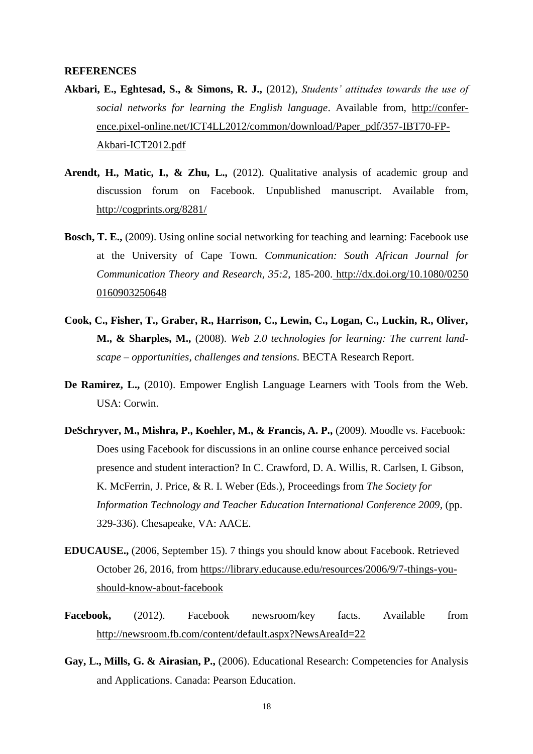**REFERENCES**

**Akbari, E., Eghtesad, S., & Simons, R. J.,** (2012), *Students' attitudes towards the use of social networks for learning the English language*. Available from, http://conference.pixel-online.net/ICT4LL2012/common/download/Paper_pdf/357-IBT70-FP-Akbari-ICT2012.pdf

**Arendt, H., Matic, I., & Zhu, L.,** (2012). Qualitative analysis of academic group and discussion forum on Facebook. Unpublished manuscript. Available from, http://cogprints.org/8281/

**Bosch, T. E.,** (2009). Using online social networking for teaching and learning: Facebook use at the University of Cape Town. *Communication: South African Journal for Communication Theory and Research, 35:2*, 185-200. http://dx.doi.org/10.1080/02500160903250648

**Cook, C., Fisher, T., Graber, R., Harrison, C., Lewin, C., Logan, C., Luckin, R., Oliver, M., & Sharples, M.,** (2008). *Web 2.0 technologies for learning: The current landscape – opportunities, challenges and tensions.* BECTA Research Report.

**De Ramirez, L.,** (2010). Empower English Language Learners with Tools from the Web. USA: Corwin.

**DeSchryver, M., Mishra, P., Koehler, M., & Francis, A. P.,** (2009). Moodle vs. Facebook: Does using Facebook for discussions in an online course enhance perceived social presence and student interaction? In C. Crawford, D. A. Willis, R. Carlsen, I. Gibson, K. McFerrin, J. Price, & R. I. Weber (Eds.), Proceedings from *The Society for Information Technology and Teacher Education International Conference 2009*, (pp. 329-336). Chesapeake, VA: AACE.

**EDUCAUSE.,** (2006, September 15). 7 things you should know about Facebook. Retrieved October 26, 2016, from https://library.educause.edu/resources/2006/9/7-things-you-should-know-about-facebook

**Facebook,** (2012). Facebook newsroom/key facts. Available from http://newsroom.fb.com/content/default.aspx?NewsAreaId=22

**Gay, L., Mills, G. & Airasian, P.,** (2006). Educational Research: Competencies for Analysis and Applications. Canada: Pearson Education.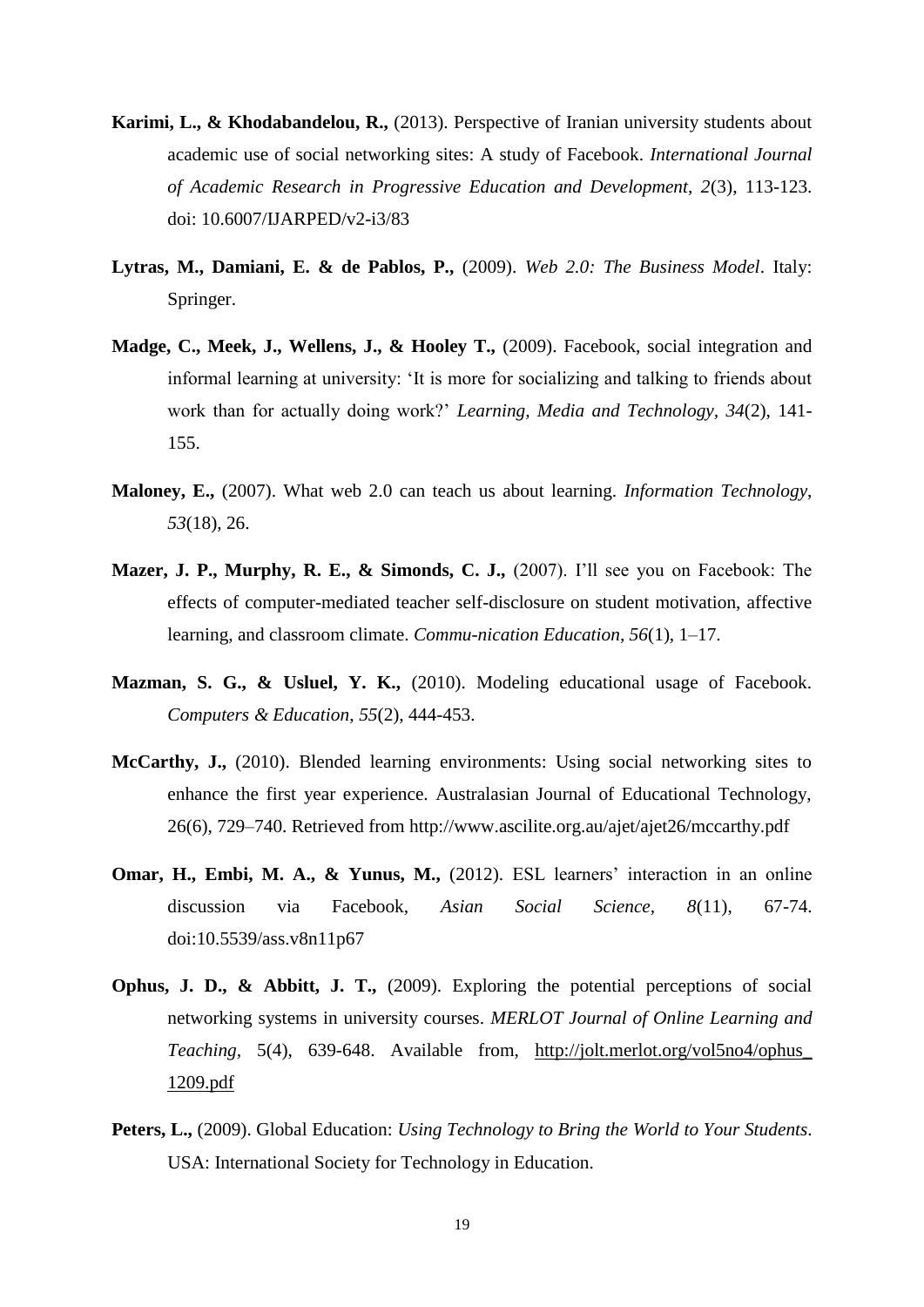**Karimi, L., & Khodabandelou, R.,** (2013). Perspective of Iranian university students about academic use of social networking sites: A study of Facebook. *International Journal of Academic Research in Progressive Education and Development, 2*(3), 113-123. doi: 10.6007/IJARPED/v2-i3/83

**Lytras, M., Damiani, E. & de Pablos, P.,** (2009). *Web 2.0: The Business Model*. Italy: Springer.

**Madge, C., Meek, J., Wellens, J., & Hooley T.,** (2009). Facebook, social integration and informal learning at university: 'It is more for socializing and talking to friends about work than for actually doing work?' *Learning, Media and Technology*, *34*(2), 141-155.

**Maloney, E.,** (2007). What web 2.0 can teach us about learning. *Information Technology*, *53*(18), 26.

**Mazer, J. P., Murphy, R. E., & Simonds, C. J.,** (2007). I'll see you on Facebook: The effects of computer-mediated teacher self-disclosure on student motivation, affective learning, and classroom climate. *Commu-nication Education*, *56*(1), 1–17.

**Mazman, S. G., & Usluel, Y. K.,** (2010). Modeling educational usage of Facebook. *Computers & Education*, *55*(2), 444-453.

**McCarthy, J.,** (2010). Blended learning environments: Using social networking sites to enhance the first year experience. Australasian Journal of Educational Technology, 26(6), 729–740. Retrieved from http://www.ascilite.org.au/ajet/ajet26/mccarthy.pdf

**Omar, H., Embi, M. A., & Yunus, M.,** (2012). ESL learners' interaction in an online discussion via Facebook, *Asian Social Science, 8*(11), 67-74. doi:10.5539/ass.v8n11p67

**Ophus, J. D., & Abbitt, J. T.,** (2009). Exploring the potential perceptions of social networking systems in university courses. *MERLOT Journal of Online Learning and Teaching,* 5(4), 639-648. Available from, http://jolt.merlot.org/vol5no4/ophus_1209.pdf

**Peters, L.,** (2009). Global Education: *Using Technology to Bring the World to Your Students*. USA: International Society for Technology in Education.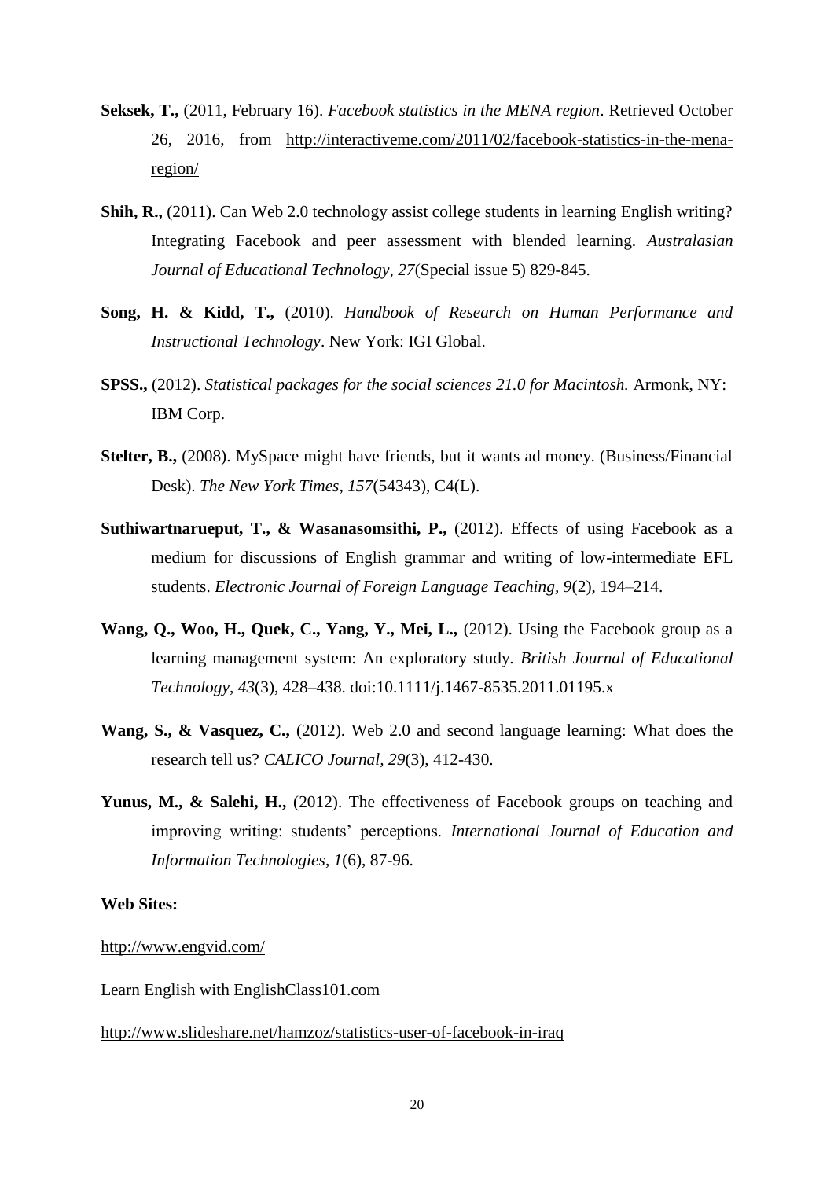**Seksek, T.,** (2011, February 16). *Facebook statistics in the MENA region*. Retrieved October 26, 2016, from http://interactiveme.com/2011/02/facebook-statistics-in-the-mena-region/

**Shih, R.,** (2011). Can Web 2.0 technology assist college students in learning English writing? Integrating Facebook and peer assessment with blended learning. *Australasian Journal of Educational Technology, 27*(Special issue 5) 829-845.

**Song, H. & Kidd, T.,** (2010). *Handbook of Research on Human Performance and Instructional Technology*. New York: IGI Global.

**SPSS.,** (2012). *Statistical packages for the social sciences 21.0 for Macintosh.* Armonk, NY: IBM Corp.

**Stelter, B.,** (2008). MySpace might have friends, but it wants ad money. (Business/Financial Desk). *The New York Times, 157*(54343), C4(L).

**Suthiwartnarueput, T., & Wasanasomsithi, P.,** (2012). Effects of using Facebook as a medium for discussions of English grammar and writing of low-intermediate EFL students. *Electronic Journal of Foreign Language Teaching, 9*(2), 194–214.

**Wang, Q., Woo, H., Quek, C., Yang, Y., Mei, L.,** (2012). Using the Facebook group as a learning management system: An exploratory study. *British Journal of Educational Technology, 43*(3), 428–438. doi:10.1111/j.1467-8535.2011.01195.x

**Wang, S., & Vasquez, C.,** (2012). Web 2.0 and second language learning: What does the research tell us? *CALICO Journal, 29*(3), 412-430.

**Yunus, M., & Salehi, H.,** (2012). The effectiveness of Facebook groups on teaching and improving writing: students' perceptions. *International Journal of Education and Information Technologies*, *1*(6), 87-96.

**Web Sites:**

http://www.engvid.com/

Learn English with EnglishClass101.com

http://www.slideshare.net/hamzoz/statistics-user-of-facebook-in-iraq